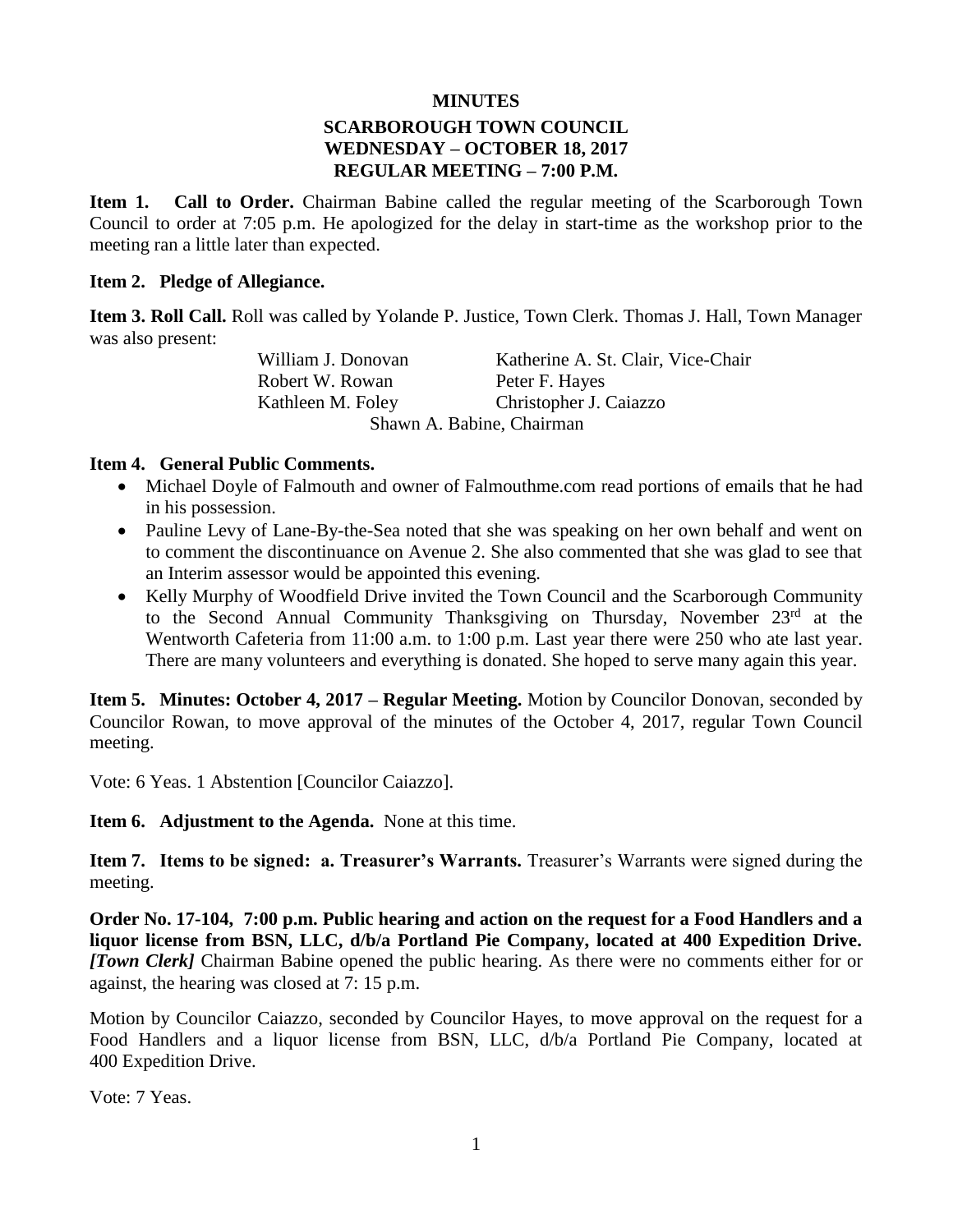# MINUTES

## SCARBOROUGH TOWN COUNCIL
## WEDNESDAY – OCTOBER 18, 2017
## REGULAR MEETING – 7:00 P.M.

**Item 1. Call to Order.** Chairman Babine called the regular meeting of the Scarborough Town Council to order at 7:05 p.m. He apologized for the delay in start-time as the workshop prior to the meeting ran a little later than expected.

**Item 2. Pledge of Allegiance.**

**Item 3. Roll Call.** Roll was called by Yolande P. Justice, Town Clerk. Thomas J. Hall, Town Manager was also present:

| | |
|---|---|
| William J. Donovan | Katherine A. St. Clair, Vice-Chair |
| Robert W. Rowan | Peter F. Hayes |
| Kathleen M. Foley | Christopher J. Caiazzo |

Shawn A. Babine, Chairman

**Item 4. General Public Comments.**

- Michael Doyle of Falmouth and owner of Falmouthme.com read portions of emails that he had in his possession.
- Pauline Levy of Lane-By-the-Sea noted that she was speaking on her own behalf and went on to comment the discontinuance on Avenue 2. She also commented that she was glad to see that an Interim assessor would be appointed this evening.
- Kelly Murphy of Woodfield Drive invited the Town Council and the Scarborough Community to the Second Annual Community Thanksgiving on Thursday, November 23rd at the Wentworth Cafeteria from 11:00 a.m. to 1:00 p.m. Last year there were 250 who ate last year. There are many volunteers and everything is donated. She hoped to serve many again this year.

**Item 5. Minutes: October 4, 2017 – Regular Meeting.** Motion by Councilor Donovan, seconded by Councilor Rowan, to move approval of the minutes of the October 4, 2017, regular Town Council meeting.

Vote: 6 Yeas. 1 Abstention [Councilor Caiazzo].

**Item 6. Adjustment to the Agenda.** None at this time.

**Item 7. Items to be signed: a. Treasurer's Warrants.** Treasurer's Warrants were signed during the meeting.

**Order No. 17-104, 7:00 p.m. Public hearing and action on the request for a Food Handlers and a liquor license from BSN, LLC, d/b/a Portland Pie Company, located at 400 Expedition Drive.** ***[Town Clerk]*** Chairman Babine opened the public hearing. As there were no comments either for or against, the hearing was closed at 7: 15 p.m.

Motion by Councilor Caiazzo, seconded by Councilor Hayes, to move approval on the request for a Food Handlers and a liquor license from BSN, LLC, d/b/a Portland Pie Company, located at 400 Expedition Drive.

Vote: 7 Yeas.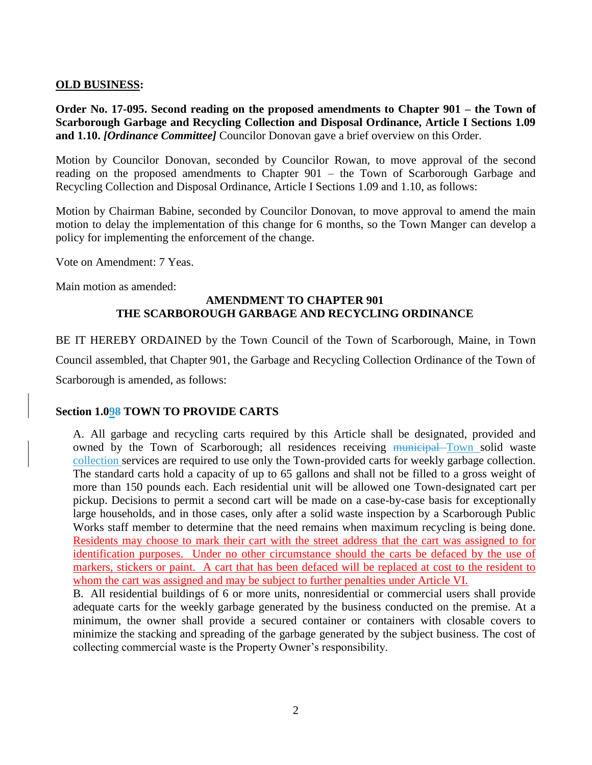**OLD BUSINESS:**

**Order No. 17-095. Second reading on the proposed amendments to Chapter 901 – the Town of Scarborough Garbage and Recycling Collection and Disposal Ordinance, Article I Sections 1.09 and 1.10.** ***[Ordinance Committee]*** Councilor Donovan gave a brief overview on this Order.

Motion by Councilor Donovan, seconded by Councilor Rowan, to move approval of the second reading on the proposed amendments to Chapter 901 – the Town of Scarborough Garbage and Recycling Collection and Disposal Ordinance, Article I Sections 1.09 and 1.10, as follows:

Motion by Chairman Babine, seconded by Councilor Donovan, to move approval to amend the main motion to delay the implementation of this change for 6 months, so the Town Manger can develop a policy for implementing the enforcement of the change.

Vote on Amendment: 7 Yeas.

Main motion as amended:

**AMENDMENT TO CHAPTER 901**
**THE SCARBOROUGH GARBAGE AND RECYCLING ORDINANCE**

BE IT HEREBY ORDAINED by the Town Council of the Town of Scarborough, Maine, in Town Council assembled, that Chapter 901, the Garbage and Recycling Collection Ordinance of the Town of Scarborough is amended, as follows:

**Section 1.0<u>9</u>~~8~~ TOWN TO PROVIDE CARTS**

A. All garbage and recycling carts required by this Article shall be designated, provided and owned by the Town of Scarborough; all residences receiving ~~municipal~~ <u>Town</u> solid waste <u>collection</u> services are required to use only the Town-provided carts for weekly garbage collection. The standard carts hold a capacity of up to 65 gallons and shall not be filled to a gross weight of more than 150 pounds each. Each residential unit will be allowed one Town-designated cart per pickup. Decisions to permit a second cart will be made on a case-by-case basis for exceptionally large households, and in those cases, only after a solid waste inspection by a Scarborough Public Works staff member to determine that the need remains when maximum recycling is being done. <u>Residents may choose to mark their cart with the street address that the cart was assigned to for identification purposes. Under no other circumstance should the carts be defaced by the use of markers, stickers or paint. A cart that has been defaced will be replaced at cost to the resident to whom the cart was assigned and may be subject to further penalties under Article VI.</u>

B. All residential buildings of 6 or more units, nonresidential or commercial users shall provide adequate carts for the weekly garbage generated by the business conducted on the premise. At a minimum, the owner shall provide a secured container or containers with closable covers to minimize the stacking and spreading of the garbage generated by the subject business. The cost of collecting commercial waste is the Property Owner's responsibility.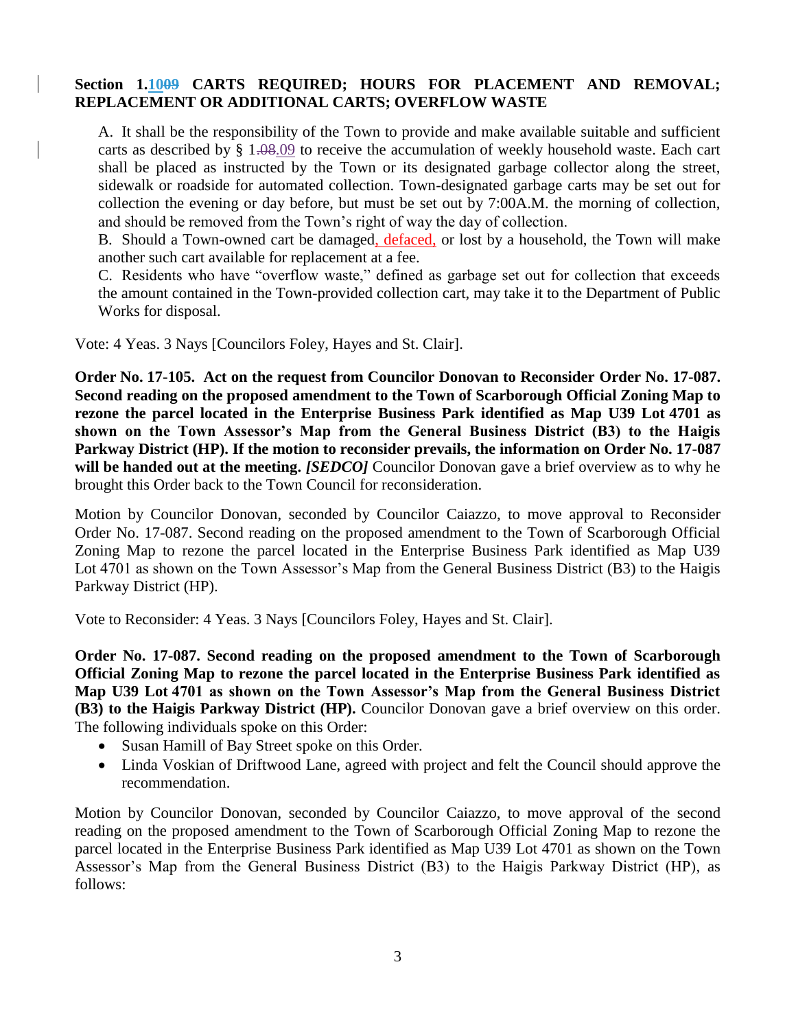**Section 1.1009 CARTS REQUIRED; HOURS FOR PLACEMENT AND REMOVAL; REPLACEMENT OR ADDITIONAL CARTS; OVERFLOW WASTE**

A. It shall be the responsibility of the Town to provide and make available suitable and sufficient carts as described by § 1.08.09 to receive the accumulation of weekly household waste. Each cart shall be placed as instructed by the Town or its designated garbage collector along the street, sidewalk or roadside for automated collection. Town-designated garbage carts may be set out for collection the evening or day before, but must be set out by 7:00A.M. the morning of collection, and should be removed from the Town's right of way the day of collection.

B. Should a Town-owned cart be damaged, defaced, or lost by a household, the Town will make another such cart available for replacement at a fee.

C. Residents who have "overflow waste," defined as garbage set out for collection that exceeds the amount contained in the Town-provided collection cart, may take it to the Department of Public Works for disposal.

Vote: 4 Yeas. 3 Nays [Councilors Foley, Hayes and St. Clair].

**Order No. 17-105. Act on the request from Councilor Donovan to Reconsider Order No. 17-087. Second reading on the proposed amendment to the Town of Scarborough Official Zoning Map to rezone the parcel located in the Enterprise Business Park identified as Map U39 Lot 4701 as shown on the Town Assessor's Map from the General Business District (B3) to the Haigis Parkway District (HP). If the motion to reconsider prevails, the information on Order No. 17-087 will be handed out at the meeting.** ***[SEDCO]*** Councilor Donovan gave a brief overview as to why he brought this Order back to the Town Council for reconsideration.

Motion by Councilor Donovan, seconded by Councilor Caiazzo, to move approval to Reconsider Order No. 17-087. Second reading on the proposed amendment to the Town of Scarborough Official Zoning Map to rezone the parcel located in the Enterprise Business Park identified as Map U39 Lot 4701 as shown on the Town Assessor's Map from the General Business District (B3) to the Haigis Parkway District (HP).

Vote to Reconsider: 4 Yeas. 3 Nays [Councilors Foley, Hayes and St. Clair].

**Order No. 17-087. Second reading on the proposed amendment to the Town of Scarborough Official Zoning Map to rezone the parcel located in the Enterprise Business Park identified as Map U39 Lot 4701 as shown on the Town Assessor's Map from the General Business District (B3) to the Haigis Parkway District (HP).** Councilor Donovan gave a brief overview on this order. The following individuals spoke on this Order:

- Susan Hamill of Bay Street spoke on this Order.
- Linda Voskian of Driftwood Lane, agreed with project and felt the Council should approve the recommendation.

Motion by Councilor Donovan, seconded by Councilor Caiazzo, to move approval of the second reading on the proposed amendment to the Town of Scarborough Official Zoning Map to rezone the parcel located in the Enterprise Business Park identified as Map U39 Lot 4701 as shown on the Town Assessor's Map from the General Business District (B3) to the Haigis Parkway District (HP), as follows: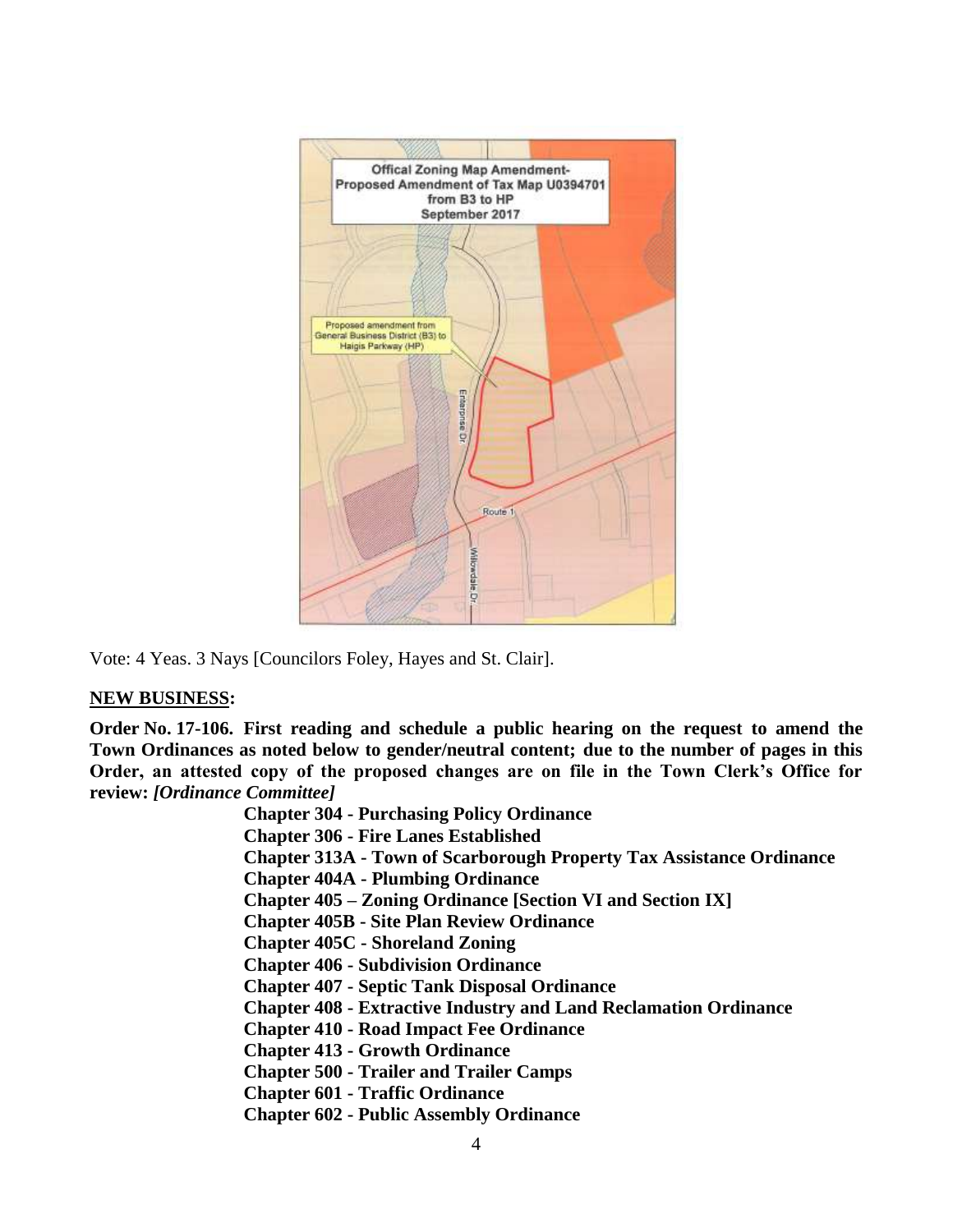Offical Zoning Map Amendment-
Proposed Amendment of Tax Map U0394701
from B3 to HP
September 2017

Proposed amendment from General Business District (B3) to Haigis Parkway (HP)

Vote: 4 Yeas. 3 Nays [Councilors Foley, Hayes and St. Clair].

**NEW BUSINESS:**

**Order No. 17-106. First reading and schedule a public hearing on the request to amend the Town Ordinances as noted below to gender/neutral content; due to the number of pages in this Order, an attested copy of the proposed changes are on file in the Town Clerk's Office for review:** ***[Ordinance Committee]***

**Chapter 304 - Purchasing Policy Ordinance**
**Chapter 306 - Fire Lanes Established**
**Chapter 313A - Town of Scarborough Property Tax Assistance Ordinance**
**Chapter 404A - Plumbing Ordinance**
**Chapter 405 – Zoning Ordinance [Section VI and Section IX]**
**Chapter 405B - Site Plan Review Ordinance**
**Chapter 405C - Shoreland Zoning**
**Chapter 406 - Subdivision Ordinance**
**Chapter 407 - Septic Tank Disposal Ordinance**
**Chapter 408 - Extractive Industry and Land Reclamation Ordinance**
**Chapter 410 - Road Impact Fee Ordinance**
**Chapter 413 - Growth Ordinance**
**Chapter 500 - Trailer and Trailer Camps**
**Chapter 601 - Traffic Ordinance**
**Chapter 602 - Public Assembly Ordinance**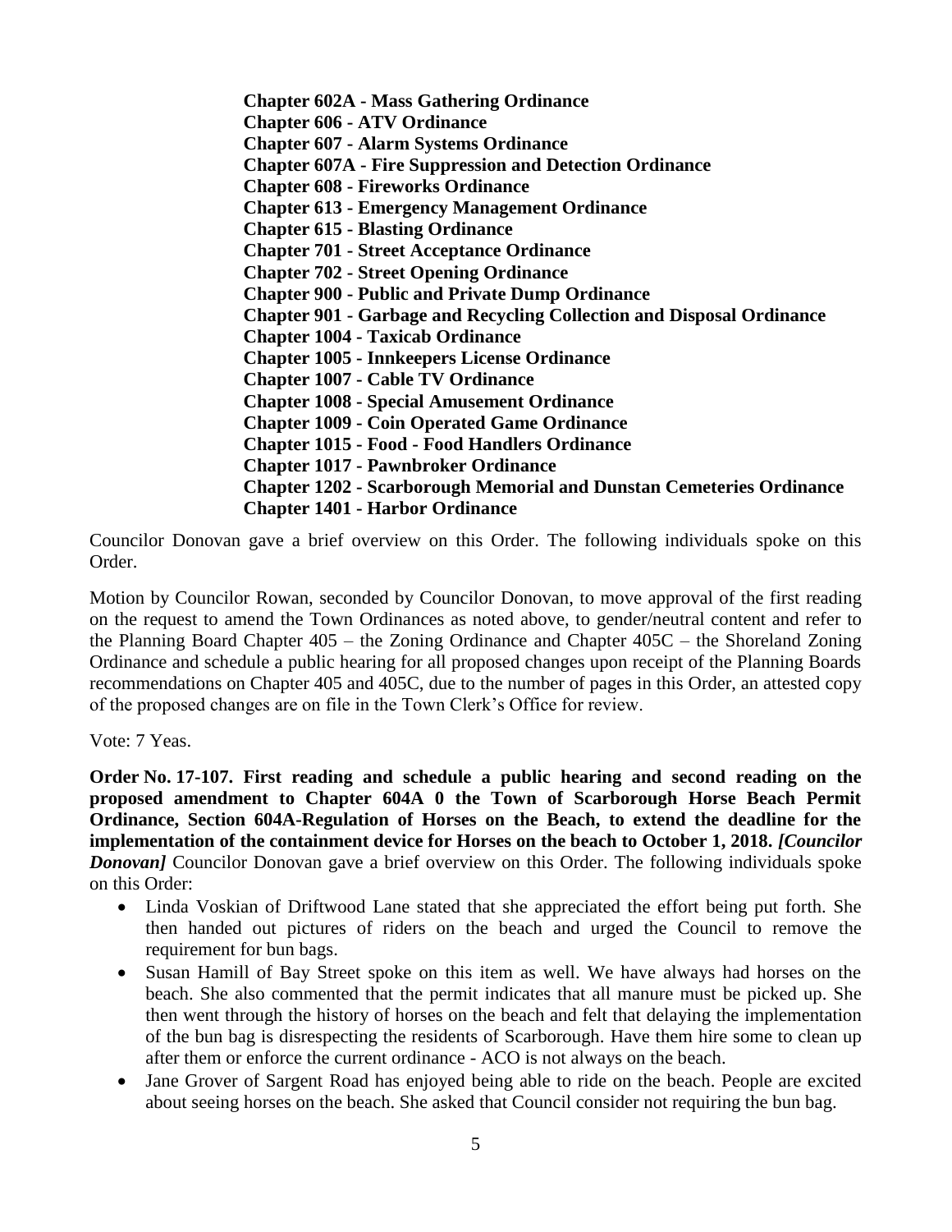**Chapter 602A - Mass Gathering Ordinance**
**Chapter 606 - ATV Ordinance**
**Chapter 607 - Alarm Systems Ordinance**
**Chapter 607A - Fire Suppression and Detection Ordinance**
**Chapter 608 - Fireworks Ordinance**
**Chapter 613 - Emergency Management Ordinance**
**Chapter 615 - Blasting Ordinance**
**Chapter 701 - Street Acceptance Ordinance**
**Chapter 702 - Street Opening Ordinance**
**Chapter 900 - Public and Private Dump Ordinance**
**Chapter 901 - Garbage and Recycling Collection and Disposal Ordinance**
**Chapter 1004 - Taxicab Ordinance**
**Chapter 1005 - Innkeepers License Ordinance**
**Chapter 1007 - Cable TV Ordinance**
**Chapter 1008 - Special Amusement Ordinance**
**Chapter 1009 - Coin Operated Game Ordinance**
**Chapter 1015 - Food - Food Handlers Ordinance**
**Chapter 1017 - Pawnbroker Ordinance**
**Chapter 1202 - Scarborough Memorial and Dunstan Cemeteries Ordinance**
**Chapter 1401 - Harbor Ordinance**

Councilor Donovan gave a brief overview on this Order. The following individuals spoke on this Order.

Motion by Councilor Rowan, seconded by Councilor Donovan, to move approval of the first reading on the request to amend the Town Ordinances as noted above, to gender/neutral content and refer to the Planning Board Chapter 405 – the Zoning Ordinance and Chapter 405C – the Shoreland Zoning Ordinance and schedule a public hearing for all proposed changes upon receipt of the Planning Boards recommendations on Chapter 405 and 405C, due to the number of pages in this Order, an attested copy of the proposed changes are on file in the Town Clerk's Office for review.

Vote: 7 Yeas.

**Order No. 17-107. First reading and schedule a public hearing and second reading on the proposed amendment to Chapter 604A 0 the Town of Scarborough Horse Beach Permit Ordinance, Section 604A-Regulation of Horses on the Beach, to extend the deadline for the implementation of the containment device for Horses on the beach to October 1, 2018.** ***[Councilor Donovan]*** Councilor Donovan gave a brief overview on this Order. The following individuals spoke on this Order:

- Linda Voskian of Driftwood Lane stated that she appreciated the effort being put forth. She then handed out pictures of riders on the beach and urged the Council to remove the requirement for bun bags.
- Susan Hamill of Bay Street spoke on this item as well. We have always had horses on the beach. She also commented that the permit indicates that all manure must be picked up. She then went through the history of horses on the beach and felt that delaying the implementation of the bun bag is disrespecting the residents of Scarborough. Have them hire some to clean up after them or enforce the current ordinance - ACO is not always on the beach.
- Jane Grover of Sargent Road has enjoyed being able to ride on the beach. People are excited about seeing horses on the beach. She asked that Council consider not requiring the bun bag.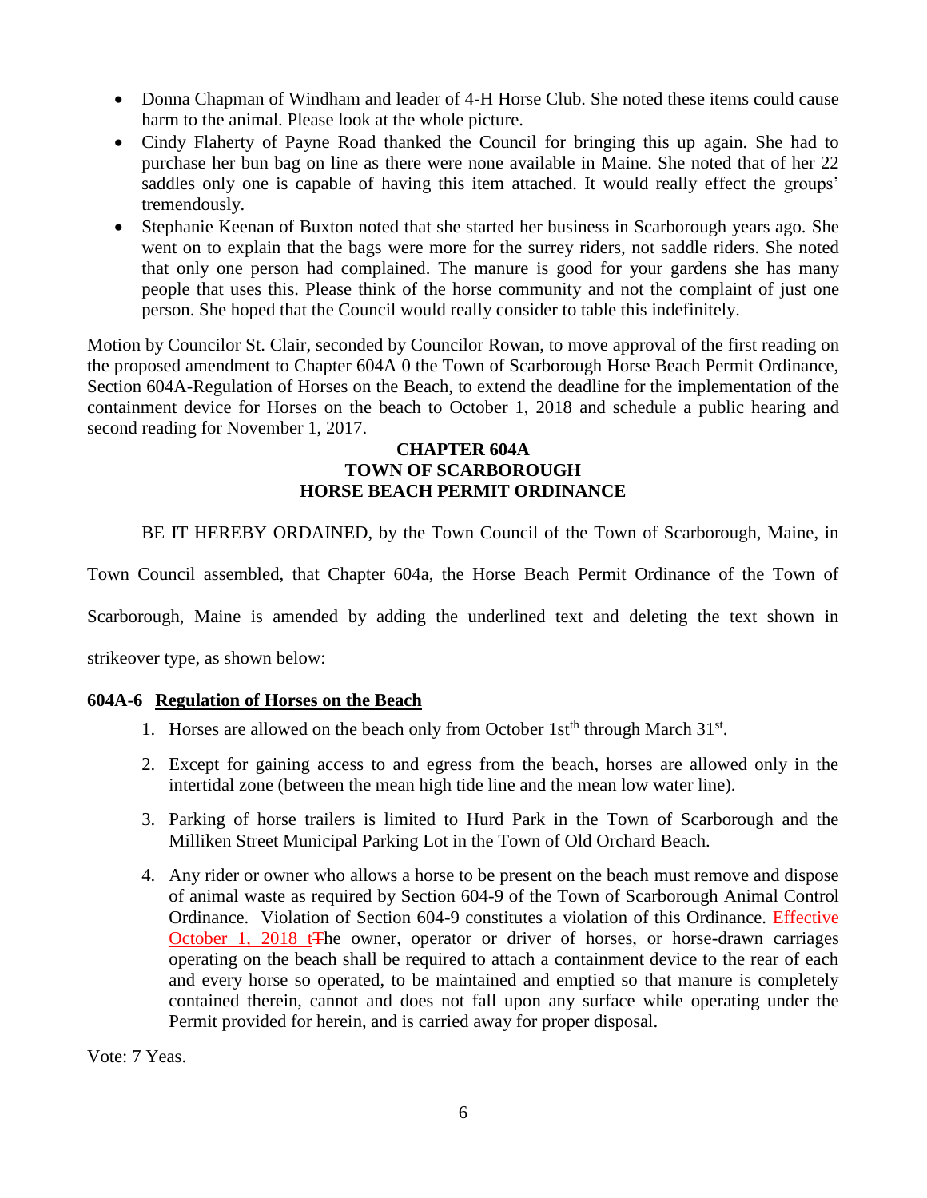- Donna Chapman of Windham and leader of 4-H Horse Club. She noted these items could cause harm to the animal. Please look at the whole picture.
- Cindy Flaherty of Payne Road thanked the Council for bringing this up again. She had to purchase her bun bag on line as there were none available in Maine. She noted that of her 22 saddles only one is capable of having this item attached. It would really effect the groups' tremendously.
- Stephanie Keenan of Buxton noted that she started her business in Scarborough years ago. She went on to explain that the bags were more for the surrey riders, not saddle riders. She noted that only one person had complained. The manure is good for your gardens she has many people that uses this. Please think of the horse community and not the complaint of just one person. She hoped that the Council would really consider to table this indefinitely.

Motion by Councilor St. Clair, seconded by Councilor Rowan, to move approval of the first reading on the proposed amendment to Chapter 604A 0 the Town of Scarborough Horse Beach Permit Ordinance, Section 604A-Regulation of Horses on the Beach, to extend the deadline for the implementation of the containment device for Horses on the beach to October 1, 2018 and schedule a public hearing and second reading for November 1, 2017.

**CHAPTER 604A**
**TOWN OF SCARBOROUGH**
**HORSE BEACH PERMIT ORDINANCE**

BE IT HEREBY ORDAINED, by the Town Council of the Town of Scarborough, Maine, in Town Council assembled, that Chapter 604a, the Horse Beach Permit Ordinance of the Town of Scarborough, Maine is amended by adding the underlined text and deleting the text shown in strikeover type, as shown below:

**604A-6 Regulation of Horses on the Beach**

1. Horses are allowed on the beach only from October 1st[th] through March 31[st].
2. Except for gaining access to and egress from the beach, horses are allowed only in the intertidal zone (between the mean high tide line and the mean low water line).
3. Parking of horse trailers is limited to Hurd Park in the Town of Scarborough and the Milliken Street Municipal Parking Lot in the Town of Old Orchard Beach.
4. Any rider or owner who allows a horse to be present on the beach must remove and dispose of animal waste as required by Section 604-9 of the Town of Scarborough Animal Control Ordinance. Violation of Section 604-9 constitutes a violation of this Ordinance. <u>Effective October 1, 2018 t</u>~~T~~he owner, operator or driver of horses, or horse-drawn carriages operating on the beach shall be required to attach a containment device to the rear of each and every horse so operated, to be maintained and emptied so that manure is completely contained therein, cannot and does not fall upon any surface while operating under the Permit provided for herein, and is carried away for proper disposal.

Vote: 7 Yeas.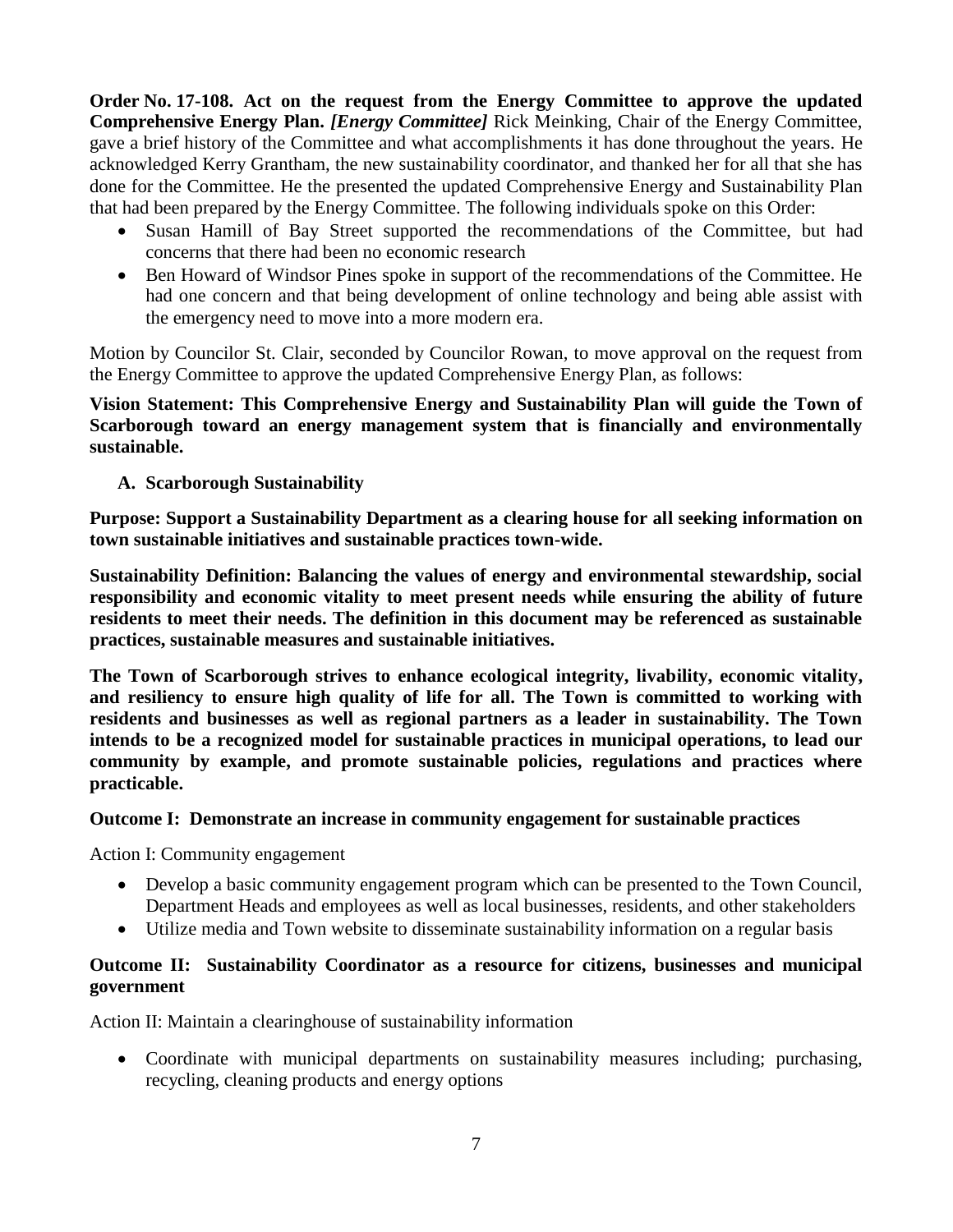**Order No. 17-108. Act on the request from the Energy Committee to approve the updated Comprehensive Energy Plan.** ***[Energy Committee]*** Rick Meinking, Chair of the Energy Committee, gave a brief history of the Committee and what accomplishments it has done throughout the years. He acknowledged Kerry Grantham, the new sustainability coordinator, and thanked her for all that she has done for the Committee. He the presented the updated Comprehensive Energy and Sustainability Plan that had been prepared by the Energy Committee. The following individuals spoke on this Order:

- Susan Hamill of Bay Street supported the recommendations of the Committee, but had concerns that there had been no economic research
- Ben Howard of Windsor Pines spoke in support of the recommendations of the Committee. He had one concern and that being development of online technology and being able assist with the emergency need to move into a more modern era.

Motion by Councilor St. Clair, seconded by Councilor Rowan, to move approval on the request from the Energy Committee to approve the updated Comprehensive Energy Plan, as follows:

**Vision Statement: This Comprehensive Energy and Sustainability Plan will guide the Town of Scarborough toward an energy management system that is financially and environmentally sustainable.**

**A. Scarborough Sustainability**

**Purpose: Support a Sustainability Department as a clearing house for all seeking information on town sustainable initiatives and sustainable practices town-wide.**

**Sustainability Definition: Balancing the values of energy and environmental stewardship, social responsibility and economic vitality to meet present needs while ensuring the ability of future residents to meet their needs. The definition in this document may be referenced as sustainable practices, sustainable measures and sustainable initiatives.**

**The Town of Scarborough strives to enhance ecological integrity, livability, economic vitality, and resiliency to ensure high quality of life for all. The Town is committed to working with residents and businesses as well as regional partners as a leader in sustainability. The Town intends to be a recognized model for sustainable practices in municipal operations, to lead our community by example, and promote sustainable policies, regulations and practices where practicable.**

**Outcome I: Demonstrate an increase in community engagement for sustainable practices**

Action I: Community engagement

- Develop a basic community engagement program which can be presented to the Town Council, Department Heads and employees as well as local businesses, residents, and other stakeholders
- Utilize media and Town website to disseminate sustainability information on a regular basis

**Outcome II: Sustainability Coordinator as a resource for citizens, businesses and municipal government**

Action II: Maintain a clearinghouse of sustainability information

- Coordinate with municipal departments on sustainability measures including; purchasing, recycling, cleaning products and energy options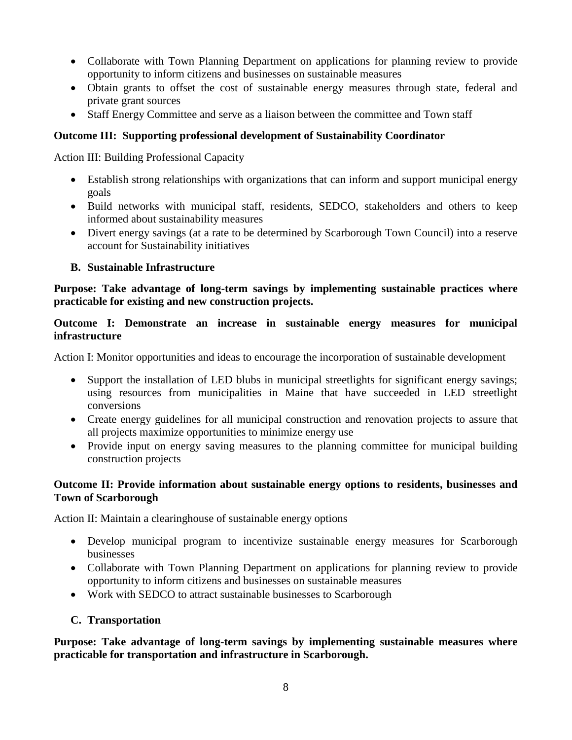- Collaborate with Town Planning Department on applications for planning review to provide opportunity to inform citizens and businesses on sustainable measures
- Obtain grants to offset the cost of sustainable energy measures through state, federal and private grant sources
- Staff Energy Committee and serve as a liaison between the committee and Town staff

**Outcome III: Supporting professional development of Sustainability Coordinator**

Action III: Building Professional Capacity

- Establish strong relationships with organizations that can inform and support municipal energy goals
- Build networks with municipal staff, residents, SEDCO, stakeholders and others to keep informed about sustainability measures
- Divert energy savings (at a rate to be determined by Scarborough Town Council) into a reserve account for Sustainability initiatives

### B. Sustainable Infrastructure

**Purpose: Take advantage of long-term savings by implementing sustainable practices where practicable for existing and new construction projects.**

**Outcome I: Demonstrate an increase in sustainable energy measures for municipal infrastructure**

Action I: Monitor opportunities and ideas to encourage the incorporation of sustainable development

- Support the installation of LED blubs in municipal streetlights for significant energy savings; using resources from municipalities in Maine that have succeeded in LED streetlight conversions
- Create energy guidelines for all municipal construction and renovation projects to assure that all projects maximize opportunities to minimize energy use
- Provide input on energy saving measures to the planning committee for municipal building construction projects

**Outcome II: Provide information about sustainable energy options to residents, businesses and Town of Scarborough**

Action II: Maintain a clearinghouse of sustainable energy options

- Develop municipal program to incentivize sustainable energy measures for Scarborough businesses
- Collaborate with Town Planning Department on applications for planning review to provide opportunity to inform citizens and businesses on sustainable measures
- Work with SEDCO to attract sustainable businesses to Scarborough

### C. Transportation

**Purpose: Take advantage of long-term savings by implementing sustainable measures where practicable for transportation and infrastructure in Scarborough.**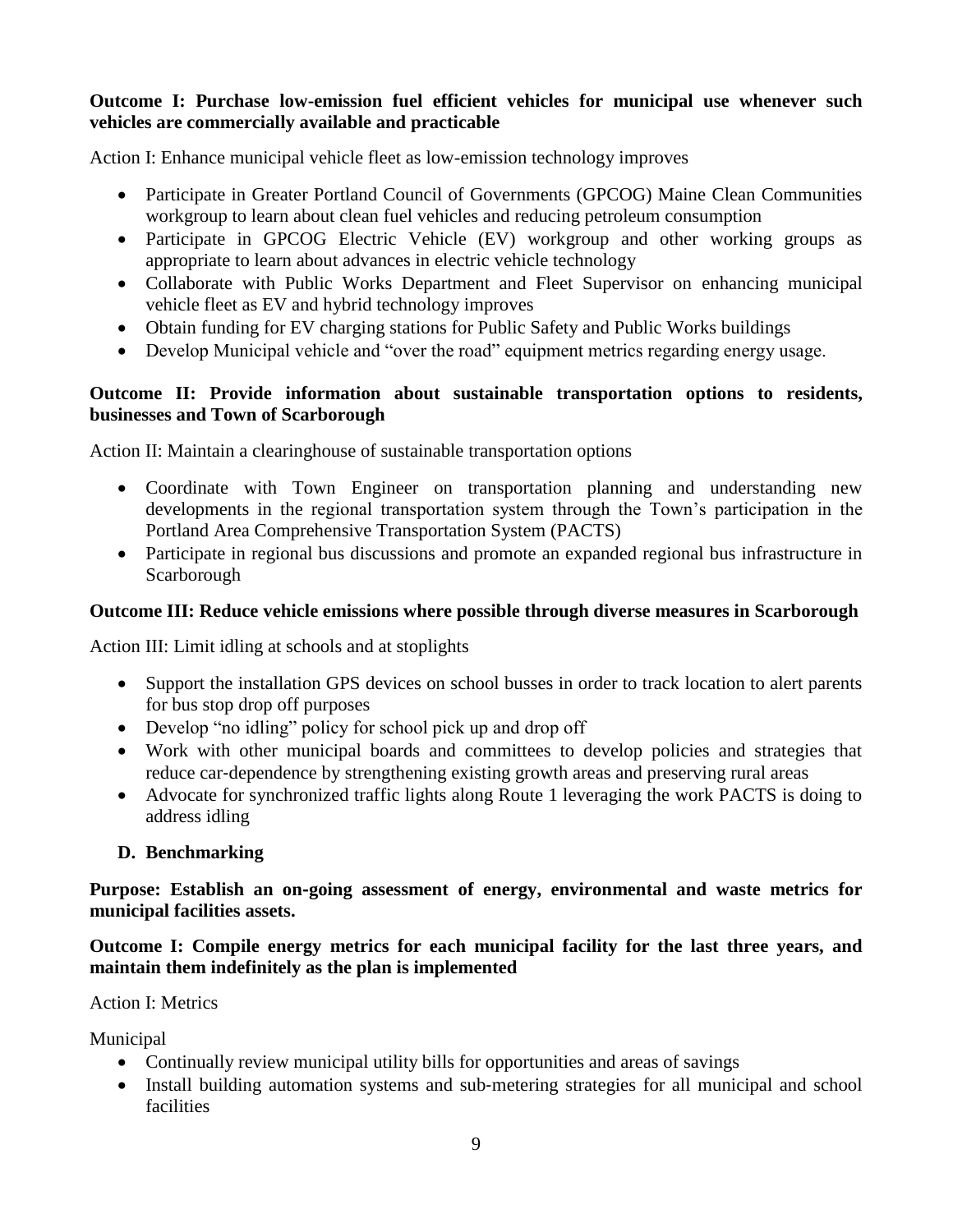**Outcome I: Purchase low-emission fuel efficient vehicles for municipal use whenever such vehicles are commercially available and practicable**

Action I: Enhance municipal vehicle fleet as low-emission technology improves

- Participate in Greater Portland Council of Governments (GPCOG) Maine Clean Communities workgroup to learn about clean fuel vehicles and reducing petroleum consumption
- Participate in GPCOG Electric Vehicle (EV) workgroup and other working groups as appropriate to learn about advances in electric vehicle technology
- Collaborate with Public Works Department and Fleet Supervisor on enhancing municipal vehicle fleet as EV and hybrid technology improves
- Obtain funding for EV charging stations for Public Safety and Public Works buildings
- Develop Municipal vehicle and "over the road" equipment metrics regarding energy usage.

**Outcome II: Provide information about sustainable transportation options to residents, businesses and Town of Scarborough**

Action II: Maintain a clearinghouse of sustainable transportation options

- Coordinate with Town Engineer on transportation planning and understanding new developments in the regional transportation system through the Town's participation in the Portland Area Comprehensive Transportation System (PACTS)
- Participate in regional bus discussions and promote an expanded regional bus infrastructure in Scarborough

**Outcome III: Reduce vehicle emissions where possible through diverse measures in Scarborough**

Action III: Limit idling at schools and at stoplights

- Support the installation GPS devices on school busses in order to track location to alert parents for bus stop drop off purposes
- Develop "no idling" policy for school pick up and drop off
- Work with other municipal boards and committees to develop policies and strategies that reduce car-dependence by strengthening existing growth areas and preserving rural areas
- Advocate for synchronized traffic lights along Route 1 leveraging the work PACTS is doing to address idling

## D. Benchmarking

**Purpose: Establish an on-going assessment of energy, environmental and waste metrics for municipal facilities assets.**

**Outcome I: Compile energy metrics for each municipal facility for the last three years, and maintain them indefinitely as the plan is implemented**

Action I: Metrics

Municipal

- Continually review municipal utility bills for opportunities and areas of savings
- Install building automation systems and sub-metering strategies for all municipal and school facilities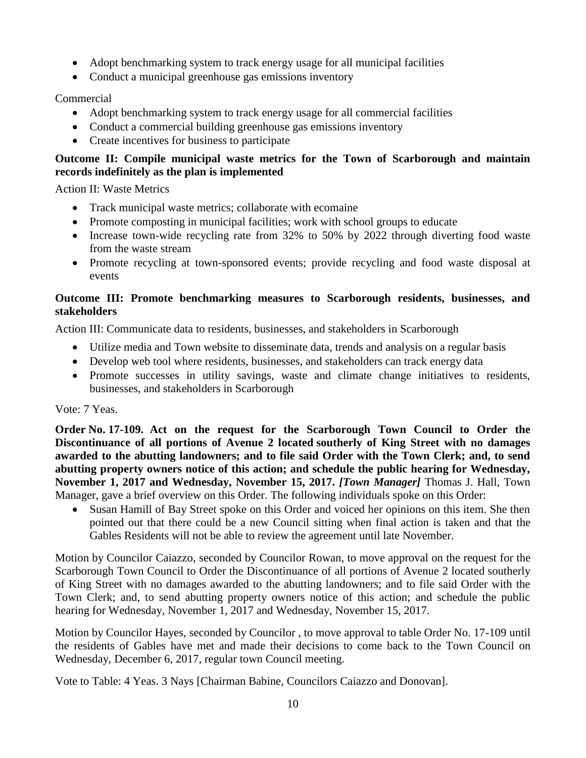- Adopt benchmarking system to track energy usage for all municipal facilities
- Conduct a municipal greenhouse gas emissions inventory

Commercial

- Adopt benchmarking system to track energy usage for all commercial facilities
- Conduct a commercial building greenhouse gas emissions inventory
- Create incentives for business to participate

**Outcome II: Compile municipal waste metrics for the Town of Scarborough and maintain records indefinitely as the plan is implemented**

Action II: Waste Metrics

- Track municipal waste metrics; collaborate with ecomaine
- Promote composting in municipal facilities; work with school groups to educate
- Increase town-wide recycling rate from 32% to 50% by 2022 through diverting food waste from the waste stream
- Promote recycling at town-sponsored events; provide recycling and food waste disposal at events

**Outcome III: Promote benchmarking measures to Scarborough residents, businesses, and stakeholders**

Action III: Communicate data to residents, businesses, and stakeholders in Scarborough

- Utilize media and Town website to disseminate data, trends and analysis on a regular basis
- Develop web tool where residents, businesses, and stakeholders can track energy data
- Promote successes in utility savings, waste and climate change initiatives to residents, businesses, and stakeholders in Scarborough

Vote: 7 Yeas.

**Order No. 17-109. Act on the request for the Scarborough Town Council to Order the Discontinuance of all portions of Avenue 2 located southerly of King Street with no damages awarded to the abutting landowners; and to file said Order with the Town Clerk; and, to send abutting property owners notice of this action; and schedule the public hearing for Wednesday, November 1, 2017 and Wednesday, November 15, 2017. *[Town Manager]*** Thomas J. Hall, Town Manager, gave a brief overview on this Order. The following individuals spoke on this Order:

- Susan Hamill of Bay Street spoke on this Order and voiced her opinions on this item. She then pointed out that there could be a new Council sitting when final action is taken and that the Gables Residents will not be able to review the agreement until late November.

Motion by Councilor Caiazzo, seconded by Councilor Rowan, to move approval on the request for the Scarborough Town Council to Order the Discontinuance of all portions of Avenue 2 located southerly of King Street with no damages awarded to the abutting landowners; and to file said Order with the Town Clerk; and, to send abutting property owners notice of this action; and schedule the public hearing for Wednesday, November 1, 2017 and Wednesday, November 15, 2017.

Motion by Councilor Hayes, seconded by Councilor , to move approval to table Order No. 17-109 until the residents of Gables have met and made their decisions to come back to the Town Council on Wednesday, December 6, 2017, regular town Council meeting.

Vote to Table: 4 Yeas. 3 Nays [Chairman Babine, Councilors Caiazzo and Donovan].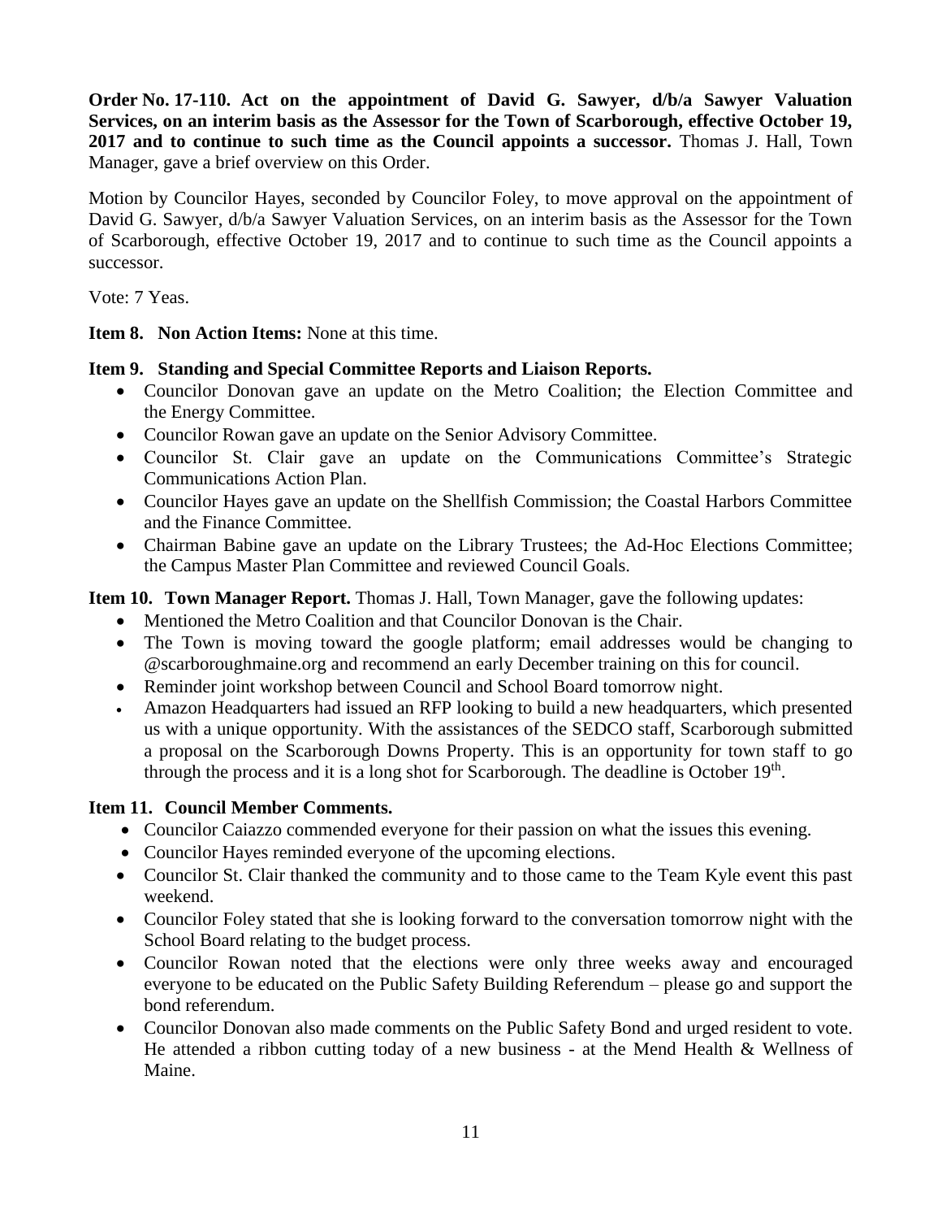**Order No. 17-110. Act on the appointment of David G. Sawyer, d/b/a Sawyer Valuation Services, on an interim basis as the Assessor for the Town of Scarborough, effective October 19, 2017 and to continue to such time as the Council appoints a successor.** Thomas J. Hall, Town Manager, gave a brief overview on this Order.

Motion by Councilor Hayes, seconded by Councilor Foley, to move approval on the appointment of David G. Sawyer, d/b/a Sawyer Valuation Services, on an interim basis as the Assessor for the Town of Scarborough, effective October 19, 2017 and to continue to such time as the Council appoints a successor.

Vote: 7 Yeas.

**Item 8. Non Action Items:** None at this time.

**Item 9. Standing and Special Committee Reports and Liaison Reports.**

- Councilor Donovan gave an update on the Metro Coalition; the Election Committee and the Energy Committee.
- Councilor Rowan gave an update on the Senior Advisory Committee.
- Councilor St. Clair gave an update on the Communications Committee's Strategic Communications Action Plan.
- Councilor Hayes gave an update on the Shellfish Commission; the Coastal Harbors Committee and the Finance Committee.
- Chairman Babine gave an update on the Library Trustees; the Ad-Hoc Elections Committee; the Campus Master Plan Committee and reviewed Council Goals.

**Item 10. Town Manager Report.** Thomas J. Hall, Town Manager, gave the following updates:

- Mentioned the Metro Coalition and that Councilor Donovan is the Chair.
- The Town is moving toward the google platform; email addresses would be changing to @scarboroughmaine.org and recommend an early December training on this for council.
- Reminder joint workshop between Council and School Board tomorrow night.
- Amazon Headquarters had issued an RFP looking to build a new headquarters, which presented us with a unique opportunity. With the assistances of the SEDCO staff, Scarborough submitted a proposal on the Scarborough Downs Property. This is an opportunity for town staff to go through the process and it is a long shot for Scarborough. The deadline is October 19th.

**Item 11. Council Member Comments.**

- Councilor Caiazzo commended everyone for their passion on what the issues this evening.
- Councilor Hayes reminded everyone of the upcoming elections.
- Councilor St. Clair thanked the community and to those came to the Team Kyle event this past weekend.
- Councilor Foley stated that she is looking forward to the conversation tomorrow night with the School Board relating to the budget process.
- Councilor Rowan noted that the elections were only three weeks away and encouraged everyone to be educated on the Public Safety Building Referendum – please go and support the bond referendum.
- Councilor Donovan also made comments on the Public Safety Bond and urged resident to vote. He attended a ribbon cutting today of a new business - at the Mend Health & Wellness of Maine.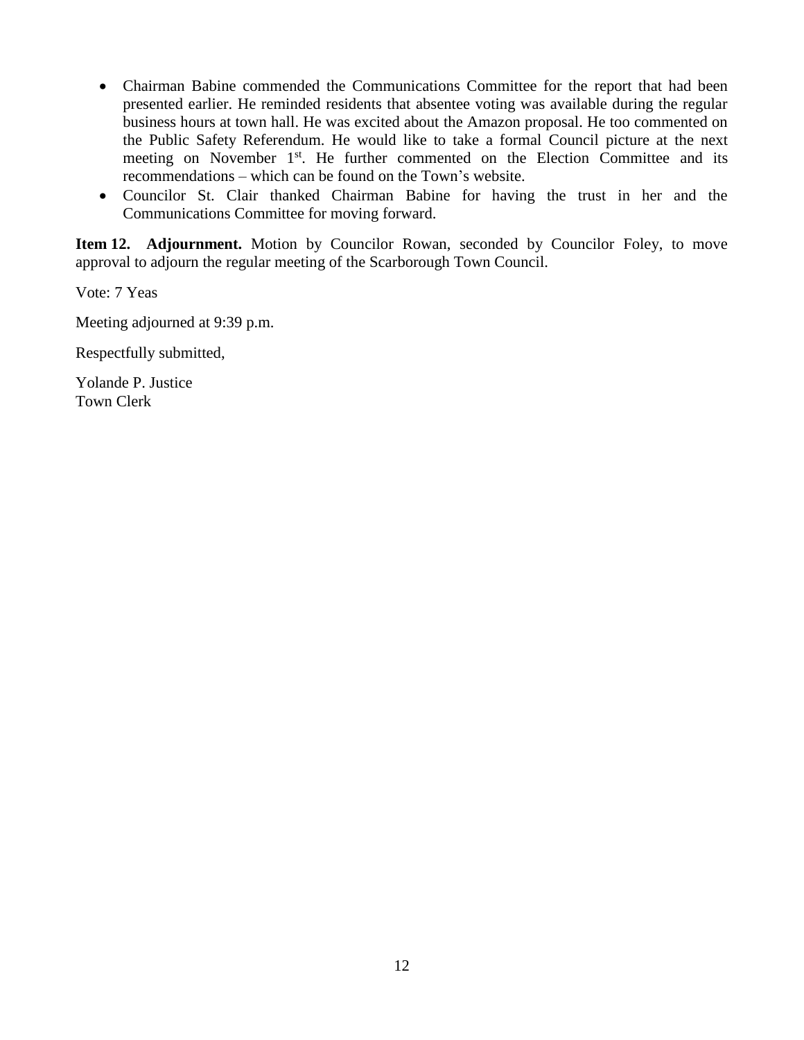- Chairman Babine commended the Communications Committee for the report that had been presented earlier. He reminded residents that absentee voting was available during the regular business hours at town hall. He was excited about the Amazon proposal. He too commented on the Public Safety Referendum. He would like to take a formal Council picture at the next meeting on November 1st. He further commented on the Election Committee and its recommendations – which can be found on the Town's website.
- Councilor St. Clair thanked Chairman Babine for having the trust in her and the Communications Committee for moving forward.

**Item 12. Adjournment.** Motion by Councilor Rowan, seconded by Councilor Foley, to move approval to adjourn the regular meeting of the Scarborough Town Council.

Vote: 7 Yeas

Meeting adjourned at 9:39 p.m.

Respectfully submitted,

Yolande P. Justice
Town Clerk